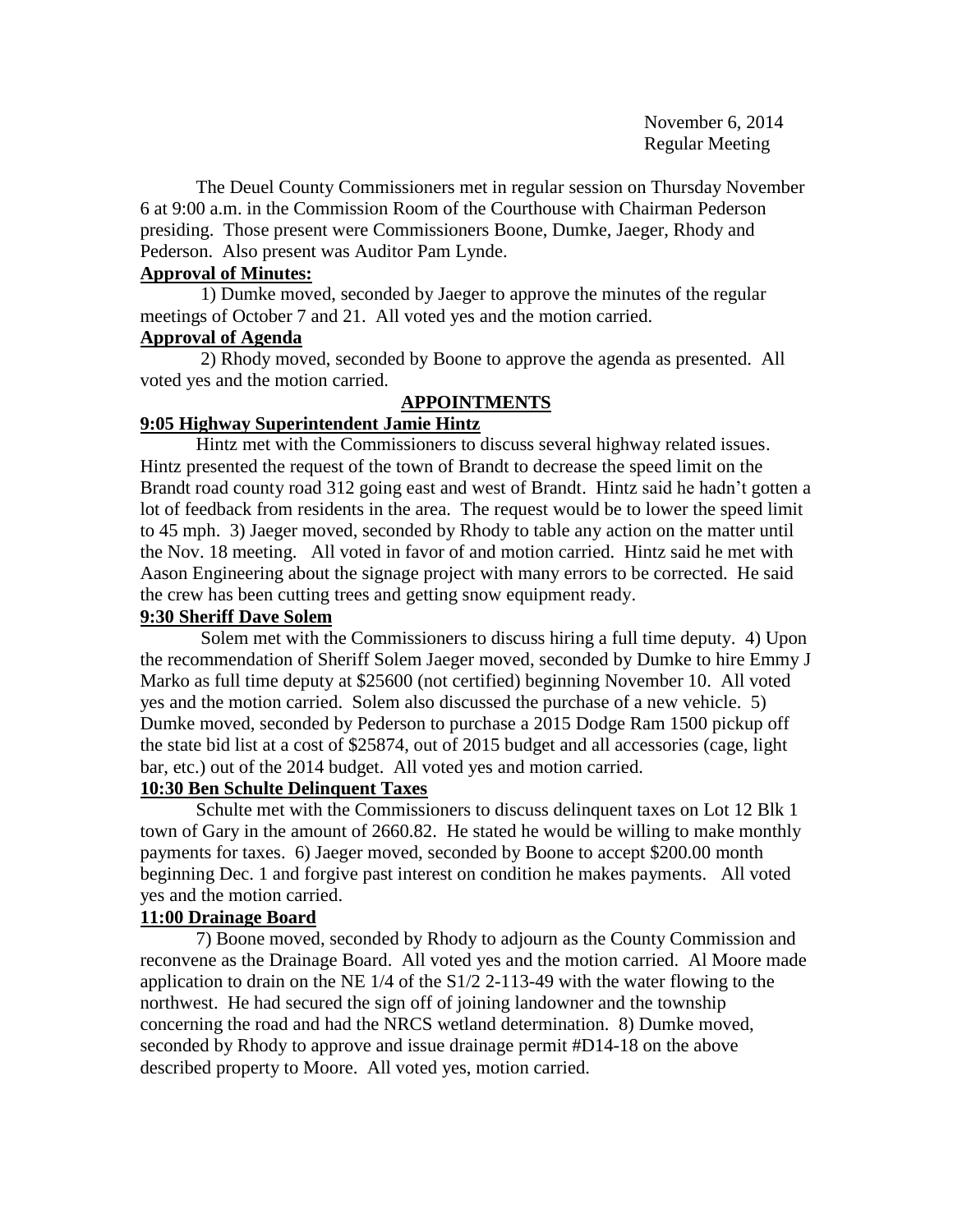November 6, 2014
Regular Meeting

The Deuel County Commissioners met in regular session on Thursday November 6 at 9:00 a.m. in the Commission Room of the Courthouse with Chairman Pederson presiding. Those present were Commissioners Boone, Dumke, Jaeger, Rhody and Pederson. Also present was Auditor Pam Lynde.

**Approval of Minutes:**

1) Dumke moved, seconded by Jaeger to approve the minutes of the regular meetings of October 7 and 21. All voted yes and the motion carried.

**Approval of Agenda**

2) Rhody moved, seconded by Boone to approve the agenda as presented. All voted yes and the motion carried.

**APPOINTMENTS**

**9:05 Highway Superintendent Jamie Hintz**

Hintz met with the Commissioners to discuss several highway related issues. Hintz presented the request of the town of Brandt to decrease the speed limit on the Brandt road county road 312 going east and west of Brandt. Hintz said he hadn't gotten a lot of feedback from residents in the area. The request would be to lower the speed limit to 45 mph. 3) Jaeger moved, seconded by Rhody to table any action on the matter until the Nov. 18 meeting. All voted in favor of and motion carried. Hintz said he met with Aason Engineering about the signage project with many errors to be corrected. He said the crew has been cutting trees and getting snow equipment ready.

**9:30 Sheriff Dave Solem**

Solem met with the Commissioners to discuss hiring a full time deputy. 4) Upon the recommendation of Sheriff Solem Jaeger moved, seconded by Dumke to hire Emmy J Marko as full time deputy at $25600 (not certified) beginning November 10. All voted yes and the motion carried. Solem also discussed the purchase of a new vehicle. 5) Dumke moved, seconded by Pederson to purchase a 2015 Dodge Ram 1500 pickup off the state bid list at a cost of $25874, out of 2015 budget and all accessories (cage, light bar, etc.) out of the 2014 budget. All voted yes and motion carried.

**10:30 Ben Schulte Delinquent Taxes**

Schulte met with the Commissioners to discuss delinquent taxes on Lot 12 Blk 1 town of Gary in the amount of 2660.82. He stated he would be willing to make monthly payments for taxes. 6) Jaeger moved, seconded by Boone to accept $200.00 month beginning Dec. 1 and forgive past interest on condition he makes payments. All voted yes and the motion carried.

**11:00 Drainage Board**

7) Boone moved, seconded by Rhody to adjourn as the County Commission and reconvene as the Drainage Board. All voted yes and the motion carried. Al Moore made application to drain on the NE 1/4 of the S1/2 2-113-49 with the water flowing to the northwest. He had secured the sign off of joining landowner and the township concerning the road and had the NRCS wetland determination. 8) Dumke moved, seconded by Rhody to approve and issue drainage permit #D14-18 on the above described property to Moore. All voted yes, motion carried.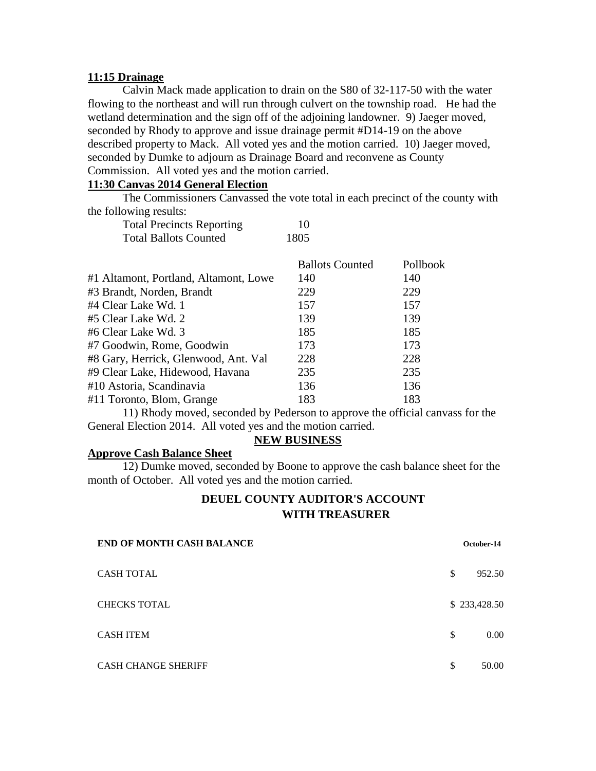**11:15 Drainage**

Calvin Mack made application to drain on the S80 of 32-117-50 with the water flowing to the northeast and will run through culvert on the township road. He had the wetland determination and the sign off of the adjoining landowner. 9) Jaeger moved, seconded by Rhody to approve and issue drainage permit #D14-19 on the above described property to Mack. All voted yes and the motion carried. 10) Jaeger moved, seconded by Dumke to adjourn as Drainage Board and reconvene as County Commission. All voted yes and the motion carried.

**11:30 Canvas 2014 General Election**

The Commissioners Canvassed the vote total in each precinct of the county with the following results:

| | |
|---|---|
| Total Precincts Reporting | 10 |
| Total Ballots Counted | 1805 |

| | Ballots Counted | Pollbook |
|---|---|---|
| #1 Altamont, Portland, Altamont, Lowe | 140 | 140 |
| #3 Brandt, Norden, Brandt | 229 | 229 |
| #4 Clear Lake Wd. 1 | 157 | 157 |
| #5 Clear Lake Wd. 2 | 139 | 139 |
| #6 Clear Lake Wd. 3 | 185 | 185 |
| #7 Goodwin, Rome, Goodwin | 173 | 173 |
| #8 Gary, Herrick, Glenwood, Ant. Val | 228 | 228 |
| #9 Clear Lake, Hidewood, Havana | 235 | 235 |
| #10 Astoria, Scandinavia | 136 | 136 |
| #11 Toronto, Blom, Grange | 183 | 183 |

11) Rhody moved, seconded by Pederson to approve the official canvass for the General Election 2014. All voted yes and the motion carried.

**NEW BUSINESS**

**Approve Cash Balance Sheet**

12) Dumke moved, seconded by Boone to approve the cash balance sheet for the month of October. All voted yes and the motion carried.

**DEUEL COUNTY AUDITOR'S ACCOUNT WITH TREASURER**

| **END OF MONTH CASH BALANCE** | **October-14** |
|---|---|
| CASH TOTAL | $ 952.50 |
| CHECKS TOTAL | $ 233,428.50 |
| CASH ITEM | $ 0.00 |
| CASH CHANGE SHERIFF | $ 50.00 |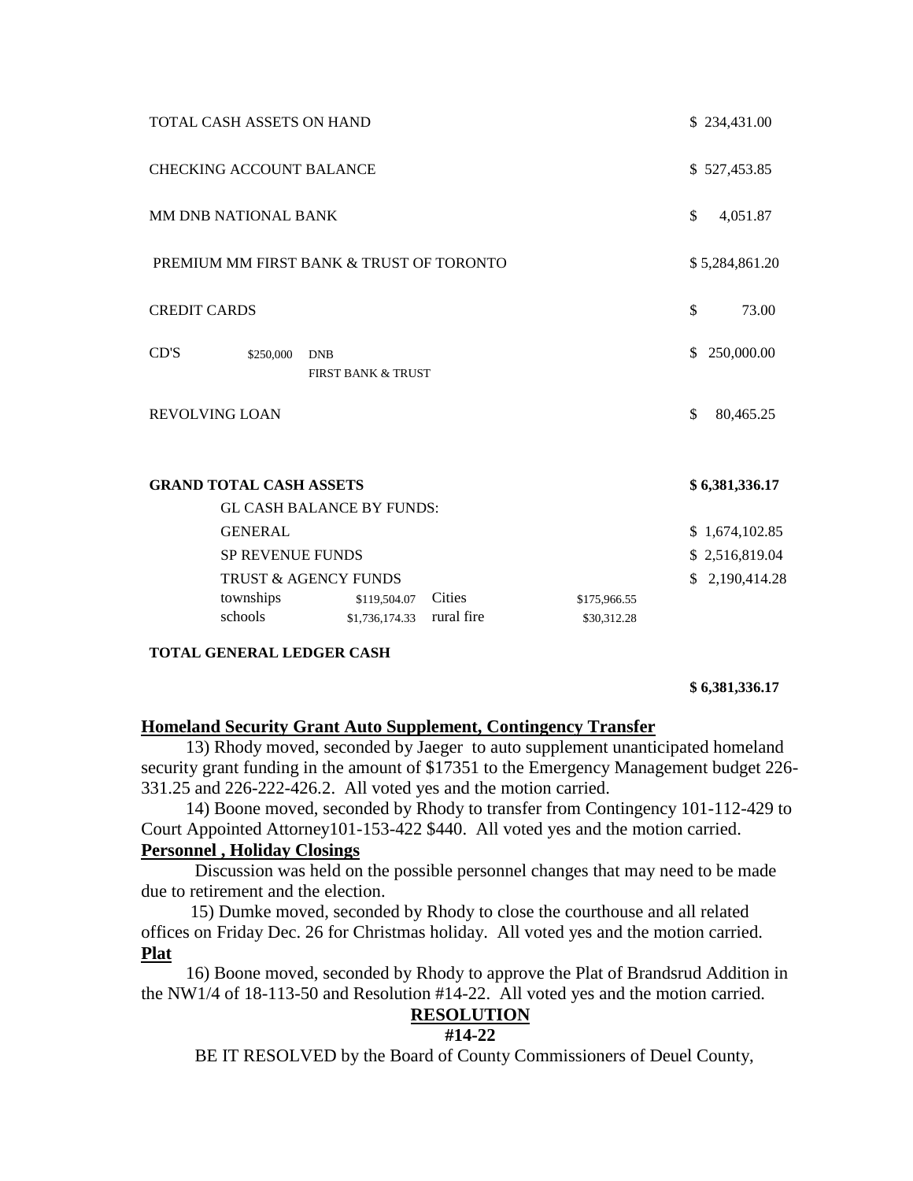| | | | | |
|---|---|---|---|---|
| TOTAL CASH ASSETS ON HAND | | | | $ 234,431.00 |
| CHECKING ACCOUNT BALANCE | | | | $ 527,453.85 |
| MM DNB NATIONAL BANK | | | | $ 4,051.87 |
| PREMIUM MM FIRST BANK & TRUST OF TORONTO | | | | $ 5,284,861.20 |
| CREDIT CARDS | | | | $ 73.00 |
| CD'S | $250,000 | DNB<br>FIRST BANK & TRUST | | $ 250,000.00 |
| REVOLVING LOAN | | | | $ 80,465.25 |
| **GRAND TOTAL CASH ASSETS** | | | | **$ 6,381,336.17** |
| GL CASH BALANCE BY FUNDS: | | | | |
| GENERAL | | | | $ 1,674,102.85 |
| SP REVENUE FUNDS | | | | $ 2,516,819.04 |
| TRUST & AGENCY FUNDS | | | | $ 2,190,414.28 |
| townships | $119,504.07 | Cities | $175,966.55 | |
| schools | $1,736,174.33 | rural fire | $30,312.28 | |
| **TOTAL GENERAL LEDGER CASH** | | | | **$ 6,381,336.17** |

**Homeland Security Grant Auto Supplement, Contingency Transfer**

13) Rhody moved, seconded by Jaeger to auto supplement unanticipated homeland security grant funding in the amount of $17351 to the Emergency Management budget 226-331.25 and 226-222-426.2. All voted yes and the motion carried.

14) Boone moved, seconded by Rhody to transfer from Contingency 101-112-429 to Court Appointed Attorney101-153-422 $440. All voted yes and the motion carried.

**Personnel , Holiday Closings**

Discussion was held on the possible personnel changes that may need to be made due to retirement and the election.

15) Dumke moved, seconded by Rhody to close the courthouse and all related offices on Friday Dec. 26 for Christmas holiday. All voted yes and the motion carried.

**Plat**

16) Boone moved, seconded by Rhody to approve the Plat of Brandsrud Addition in the NW1/4 of 18-113-50 and Resolution #14-22. All voted yes and the motion carried.

**RESOLUTION**

**#14-22**

BE IT RESOLVED by the Board of County Commissioners of Deuel County,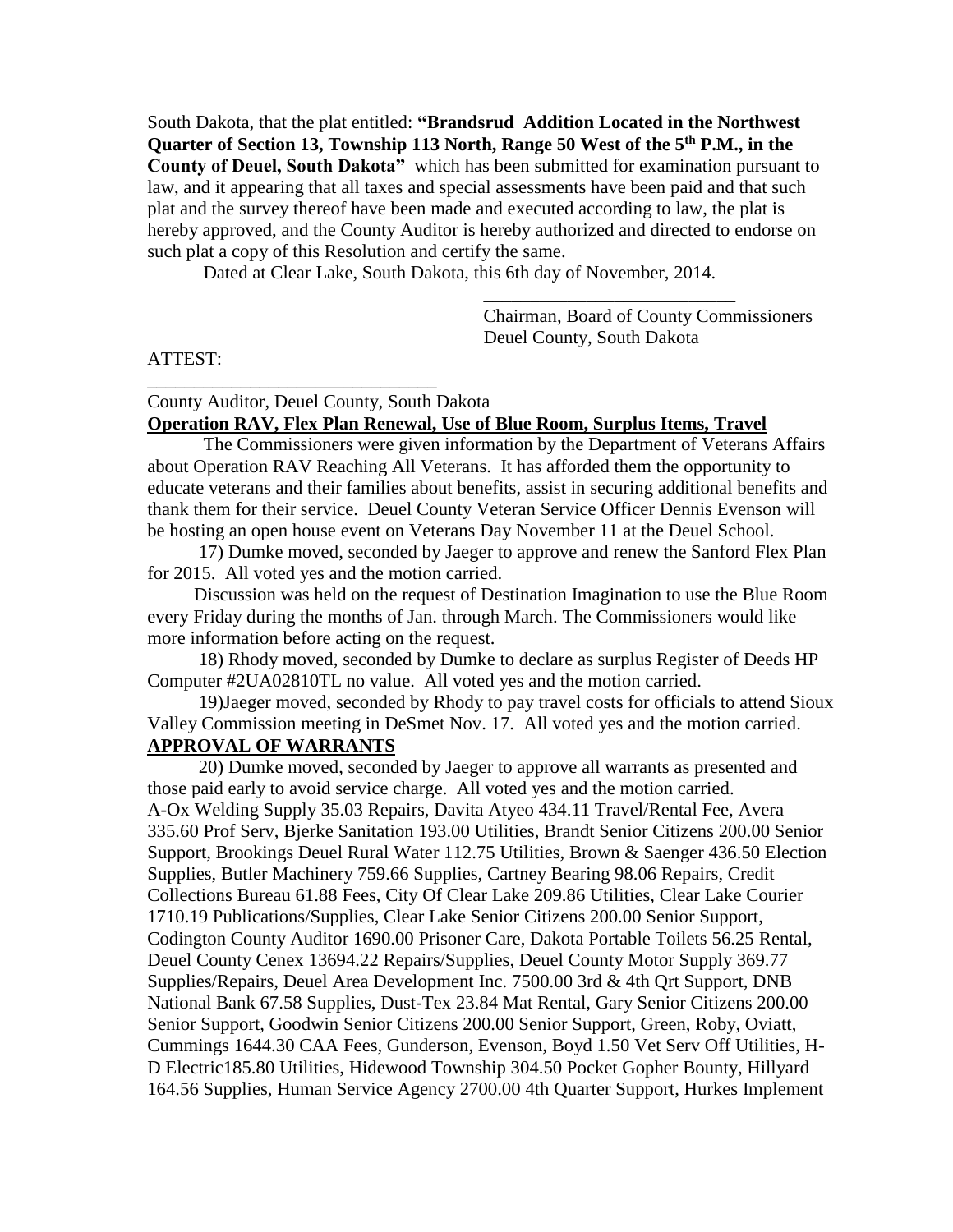South Dakota, that the plat entitled: **"Brandsrud Addition Located in the Northwest Quarter of Section 13, Township 113 North, Range 50 West of the 5th P.M., in the County of Deuel, South Dakota"** which has been submitted for examination pursuant to law, and it appearing that all taxes and special assessments have been paid and that such plat and the survey thereof have been made and executed according to law, the plat is hereby approved, and the County Auditor is hereby authorized and directed to endorse on such plat a copy of this Resolution and certify the same.

Dated at Clear Lake, South Dakota, this 6th day of November, 2014.

\_\_\_\_\_\_\_\_\_\_\_\_\_\_\_\_\_\_\_\_\_\_\_\_\_\_\_
Chairman, Board of County Commissioners
Deuel County, South Dakota

ATTEST:

\_\_\_\_\_\_\_\_\_\_\_\_\_\_\_\_\_\_\_\_\_\_\_\_\_\_\_\_\_\_\_
County Auditor, Deuel County, South Dakota

**Operation RAV, Flex Plan Renewal, Use of Blue Room, Surplus Items, Travel**

The Commissioners were given information by the Department of Veterans Affairs about Operation RAV Reaching All Veterans. It has afforded them the opportunity to educate veterans and their families about benefits, assist in securing additional benefits and thank them for their service. Deuel County Veteran Service Officer Dennis Evenson will be hosting an open house event on Veterans Day November 11 at the Deuel School.

17) Dumke moved, seconded by Jaeger to approve and renew the Sanford Flex Plan for 2015. All voted yes and the motion carried.

Discussion was held on the request of Destination Imagination to use the Blue Room every Friday during the months of Jan. through March. The Commissioners would like more information before acting on the request.

18) Rhody moved, seconded by Dumke to declare as surplus Register of Deeds HP Computer #2UA02810TL no value. All voted yes and the motion carried.

19)Jaeger moved, seconded by Rhody to pay travel costs for officials to attend Sioux Valley Commission meeting in DeSmet Nov. 17. All voted yes and the motion carried.

**APPROVAL OF WARRANTS**

20) Dumke moved, seconded by Jaeger to approve all warrants as presented and those paid early to avoid service charge. All voted yes and the motion carried.
A-Ox Welding Supply 35.03 Repairs, Davita Atyeo 434.11 Travel/Rental Fee, Avera 335.60 Prof Serv, Bjerke Sanitation 193.00 Utilities, Brandt Senior Citizens 200.00 Senior Support, Brookings Deuel Rural Water 112.75 Utilities, Brown & Saenger 436.50 Election Supplies, Butler Machinery 759.66 Supplies, Cartney Bearing 98.06 Repairs, Credit Collections Bureau 61.88 Fees, City Of Clear Lake 209.86 Utilities, Clear Lake Courier 1710.19 Publications/Supplies, Clear Lake Senior Citizens 200.00 Senior Support, Codington County Auditor 1690.00 Prisoner Care, Dakota Portable Toilets 56.25 Rental, Deuel County Cenex 13694.22 Repairs/Supplies, Deuel County Motor Supply 369.77 Supplies/Repairs, Deuel Area Development Inc. 7500.00 3rd & 4th Qrt Support, DNB National Bank 67.58 Supplies, Dust-Tex 23.84 Mat Rental, Gary Senior Citizens 200.00 Senior Support, Goodwin Senior Citizens 200.00 Senior Support, Green, Roby, Oviatt, Cummings 1644.30 CAA Fees, Gunderson, Evenson, Boyd 1.50 Vet Serv Off Utilities, H-D Electric185.80 Utilities, Hidewood Township 304.50 Pocket Gopher Bounty, Hillyard 164.56 Supplies, Human Service Agency 2700.00 4th Quarter Support, Hurkes Implement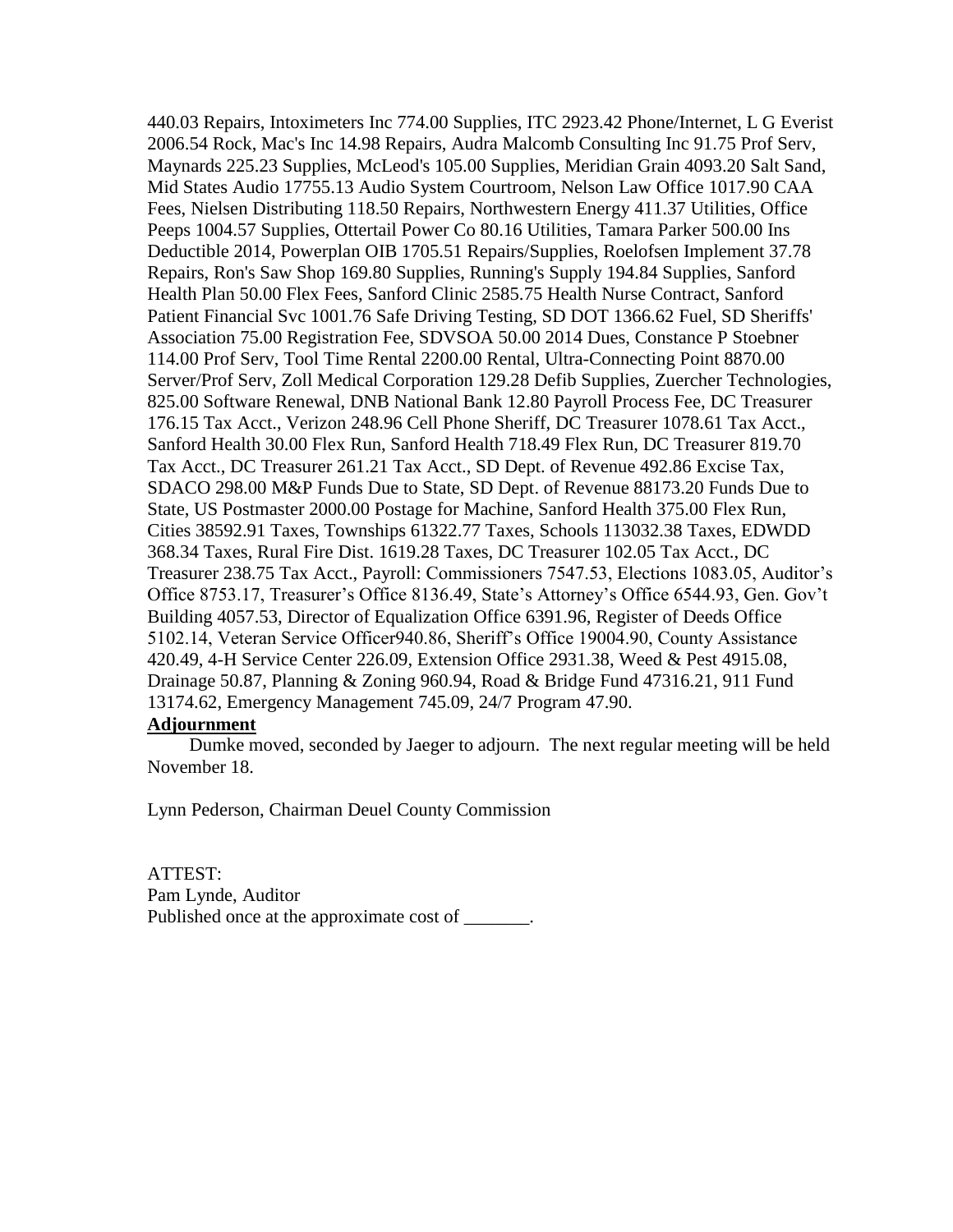440.03 Repairs, Intoximeters Inc 774.00 Supplies, ITC 2923.42 Phone/Internet, L G Everist 2006.54 Rock, Mac's Inc 14.98 Repairs, Audra Malcomb Consulting Inc 91.75 Prof Serv, Maynards 225.23 Supplies, McLeod's 105.00 Supplies, Meridian Grain 4093.20 Salt Sand, Mid States Audio 17755.13 Audio System Courtroom, Nelson Law Office 1017.90 CAA Fees, Nielsen Distributing 118.50 Repairs, Northwestern Energy 411.37 Utilities, Office Peeps 1004.57 Supplies, Ottertail Power Co 80.16 Utilities, Tamara Parker 500.00 Ins Deductible 2014, Powerplan OIB 1705.51 Repairs/Supplies, Roelofsen Implement 37.78 Repairs, Ron's Saw Shop 169.80 Supplies, Running's Supply 194.84 Supplies, Sanford Health Plan 50.00 Flex Fees, Sanford Clinic 2585.75 Health Nurse Contract, Sanford Patient Financial Svc 1001.76 Safe Driving Testing, SD DOT 1366.62 Fuel, SD Sheriffs' Association 75.00 Registration Fee, SDVSOA 50.00 2014 Dues, Constance P Stoebner 114.00 Prof Serv, Tool Time Rental 2200.00 Rental, Ultra-Connecting Point 8870.00 Server/Prof Serv, Zoll Medical Corporation 129.28 Defib Supplies, Zuercher Technologies, 825.00 Software Renewal, DNB National Bank 12.80 Payroll Process Fee, DC Treasurer 176.15 Tax Acct., Verizon 248.96 Cell Phone Sheriff, DC Treasurer 1078.61 Tax Acct., Sanford Health 30.00 Flex Run, Sanford Health 718.49 Flex Run, DC Treasurer 819.70 Tax Acct., DC Treasurer 261.21 Tax Acct., SD Dept. of Revenue 492.86 Excise Tax, SDACO 298.00 M&P Funds Due to State, SD Dept. of Revenue 88173.20 Funds Due to State, US Postmaster 2000.00 Postage for Machine, Sanford Health 375.00 Flex Run, Cities 38592.91 Taxes, Townships 61322.77 Taxes, Schools 113032.38 Taxes, EDWDD 368.34 Taxes, Rural Fire Dist. 1619.28 Taxes, DC Treasurer 102.05 Tax Acct., DC Treasurer 238.75 Tax Acct., Payroll: Commissioners 7547.53, Elections 1083.05, Auditor's Office 8753.17, Treasurer's Office 8136.49, State's Attorney's Office 6544.93, Gen. Gov't Building 4057.53, Director of Equalization Office 6391.96, Register of Deeds Office 5102.14, Veteran Service Officer940.86, Sheriff's Office 19004.90, County Assistance 420.49, 4-H Service Center 226.09, Extension Office 2931.38, Weed & Pest 4915.08, Drainage 50.87, Planning & Zoning 960.94, Road & Bridge Fund 47316.21, 911 Fund 13174.62, Emergency Management 745.09, 24/7 Program 47.90.

**Adjournment**

Dumke moved, seconded by Jaeger to adjourn. The next regular meeting will be held November 18.

Lynn Pederson, Chairman Deuel County Commission

ATTEST:
Pam Lynde, Auditor
Published once at the approximate cost of _______.